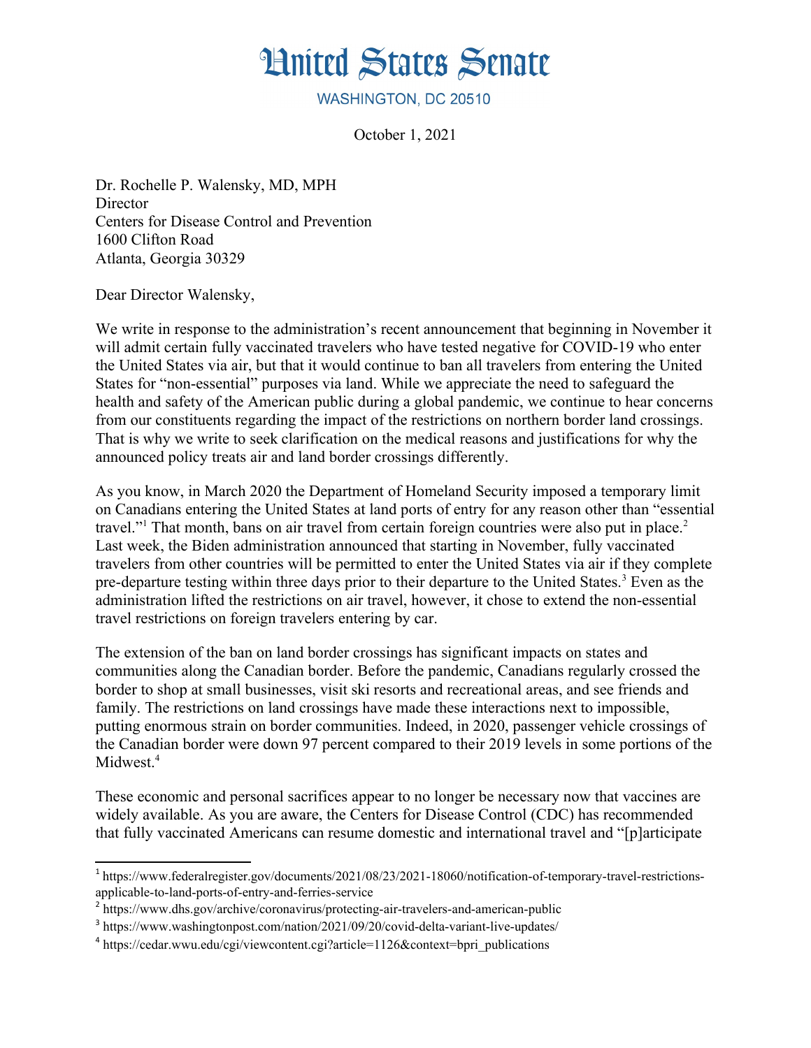# United States Senate

WASHINGTON, DC 20510

October 1, 2021

Dr. Rochelle P. Walensky, MD, MPH
Director
Centers for Disease Control and Prevention
1600 Clifton Road
Atlanta, Georgia 30329

Dear Director Walensky,

We write in response to the administration's recent announcement that beginning in November it will admit certain fully vaccinated travelers who have tested negative for COVID-19 who enter the United States via air, but that it would continue to ban all travelers from entering the United States for "non-essential" purposes via land. While we appreciate the need to safeguard the health and safety of the American public during a global pandemic, we continue to hear concerns from our constituents regarding the impact of the restrictions on northern border land crossings. That is why we write to seek clarification on the medical reasons and justifications for why the announced policy treats air and land border crossings differently.

As you know, in March 2020 the Department of Homeland Security imposed a temporary limit on Canadians entering the United States at land ports of entry for any reason other than "essential travel."[1] That month, bans on air travel from certain foreign countries were also put in place.[2] Last week, the Biden administration announced that starting in November, fully vaccinated travelers from other countries will be permitted to enter the United States via air if they complete pre-departure testing within three days prior to their departure to the United States.[3] Even as the administration lifted the restrictions on air travel, however, it chose to extend the non-essential travel restrictions on foreign travelers entering by car.

The extension of the ban on land border crossings has significant impacts on states and communities along the Canadian border. Before the pandemic, Canadians regularly crossed the border to shop at small businesses, visit ski resorts and recreational areas, and see friends and family. The restrictions on land crossings have made these interactions next to impossible, putting enormous strain on border communities. Indeed, in 2020, passenger vehicle crossings of the Canadian border were down 97 percent compared to their 2019 levels in some portions of the Midwest.[4]

These economic and personal sacrifices appear to no longer be necessary now that vaccines are widely available. As you are aware, the Centers for Disease Control (CDC) has recommended that fully vaccinated Americans can resume domestic and international travel and "[p]articipate

---

[1] https://www.federalregister.gov/documents/2021/08/23/2021-18060/notification-of-temporary-travel-restrictions-applicable-to-land-ports-of-entry-and-ferries-service

[2] https://www.dhs.gov/archive/coronavirus/protecting-air-travelers-and-american-public

[3] https://www.washingtonpost.com/nation/2021/09/20/covid-delta-variant-live-updates/

[4] https://cedar.wwu.edu/cgi/viewcontent.cgi?article=1126&context=bpri_publications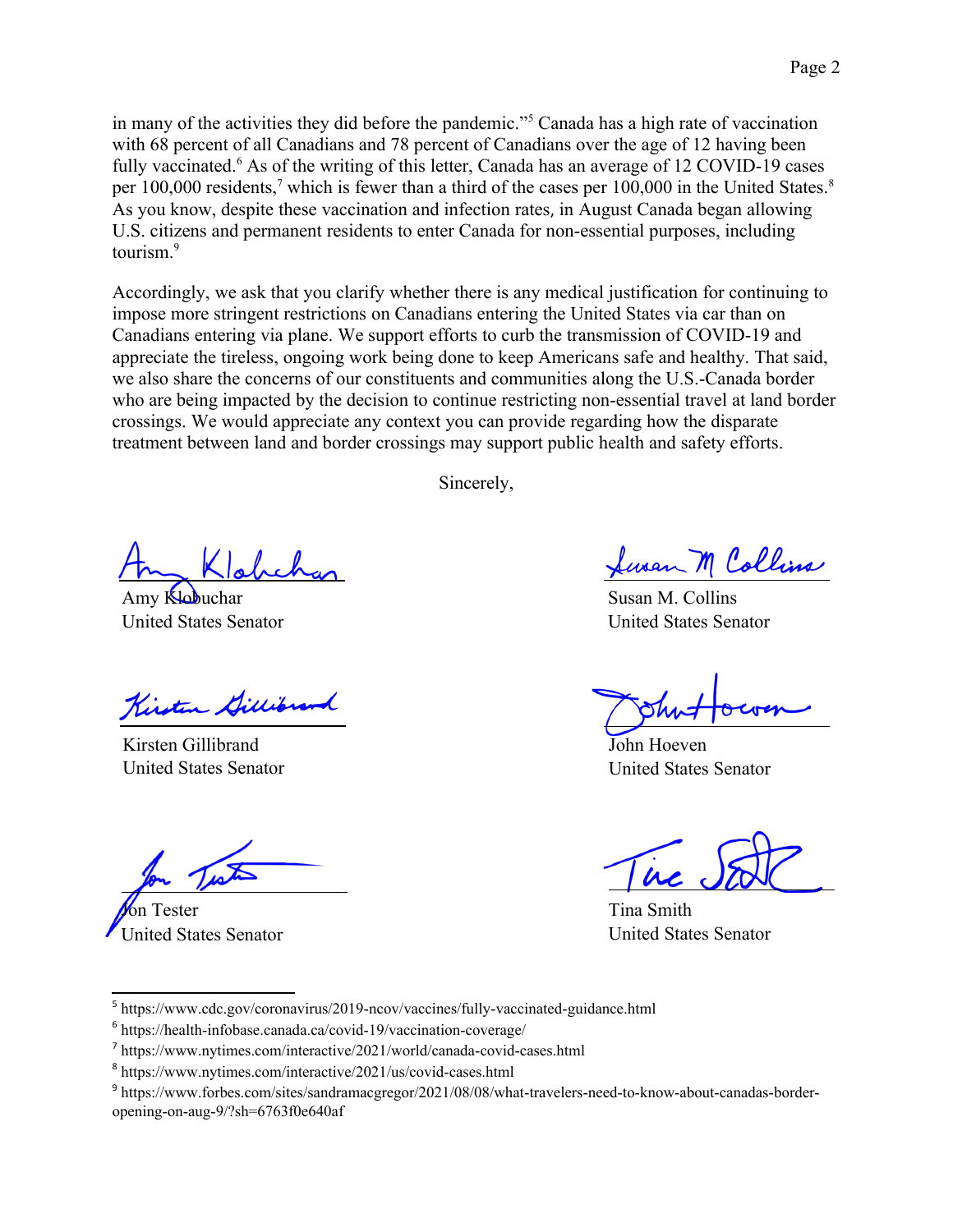in many of the activities they did before the pandemic."[5] Canada has a high rate of vaccination with 68 percent of all Canadians and 78 percent of Canadians over the age of 12 having been fully vaccinated.[6] As of the writing of this letter, Canada has an average of 12 COVID-19 cases per 100,000 residents,[7] which is fewer than a third of the cases per 100,000 in the United States.[8] As you know, despite these vaccination and infection rates, in August Canada began allowing U.S. citizens and permanent residents to enter Canada for non-essential purposes, including tourism.[9]

Accordingly, we ask that you clarify whether there is any medical justification for continuing to impose more stringent restrictions on Canadians entering the United States via car than on Canadians entering via plane. We support efforts to curb the transmission of COVID-19 and appreciate the tireless, ongoing work being done to keep Americans safe and healthy. That said, we also share the concerns of our constituents and communities along the U.S.-Canada border who are being impacted by the decision to continue restricting non-essential travel at land border crossings. We would appreciate any context you can provide regarding how the disparate treatment between land and border crossings may support public health and safety efforts.

Sincerely,

Amy Klobuchar
United States Senator

Susan M. Collins
United States Senator

Kirsten Gillibrand
United States Senator

John Hoeven
United States Senator

Jon Tester
United States Senator

Tina Smith
United States Senator

---

[5] https://www.cdc.gov/coronavirus/2019-ncov/vaccines/fully-vaccinated-guidance.html

[6] https://health-infobase.canada.ca/covid-19/vaccination-coverage/

[7] https://www.nytimes.com/interactive/2021/world/canada-covid-cases.html

[8] https://www.nytimes.com/interactive/2021/us/covid-cases.html

[9] https://www.forbes.com/sites/sandramacgregor/2021/08/08/what-travelers-need-to-know-about-canadas-border-opening-on-aug-9/?sh=6763f0e640af